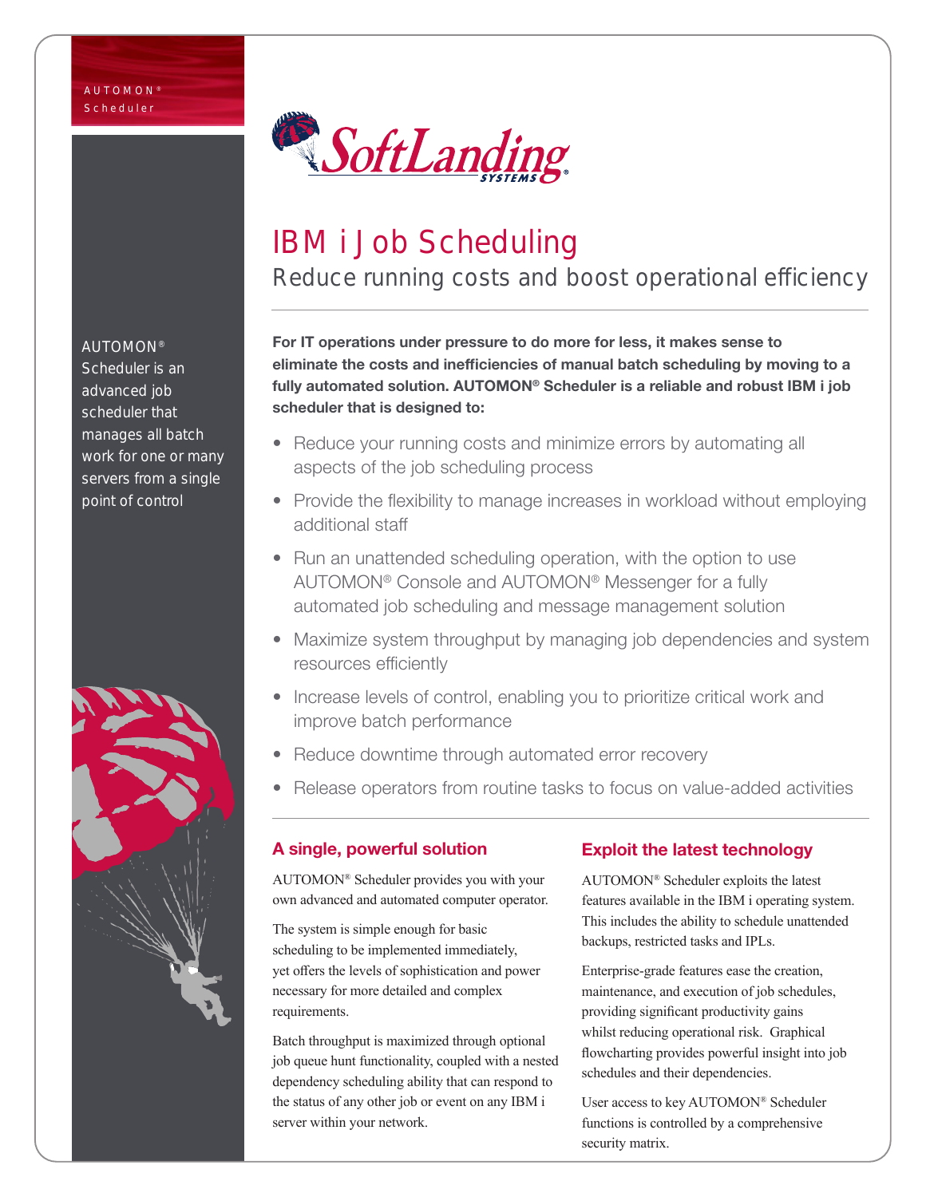AUTOMON® Scheduler

SoftLanding SYSTEMS

# IBM i Job Scheduling

## Reduce running costs and boost operational efficiency

AUTOMON® Scheduler is an advanced job scheduler that manages all batch work for one or many servers from a single point of control

**For IT operations under pressure to do more for less, it makes sense to eliminate the costs and inefficiencies of manual batch scheduling by moving to a fully automated solution. AUTOMON® Scheduler is a reliable and robust IBM i job scheduler that is designed to:**

- Reduce your running costs and minimize errors by automating all aspects of the job scheduling process
- Provide the flexibility to manage increases in workload without employing additional staff
- Run an unattended scheduling operation, with the option to use AUTOMON® Console and AUTOMON® Messenger for a fully automated job scheduling and message management solution
- Maximize system throughput by managing job dependencies and system resources efficiently
- Increase levels of control, enabling you to prioritize critical work and improve batch performance
- Reduce downtime through automated error recovery
- Release operators from routine tasks to focus on value-added activities

### A single, powerful solution

AUTOMON® Scheduler provides you with your own advanced and automated computer operator.

The system is simple enough for basic scheduling to be implemented immediately, yet offers the levels of sophistication and power necessary for more detailed and complex requirements.

Batch throughput is maximized through optional job queue hunt functionality, coupled with a nested dependency scheduling ability that can respond to the status of any other job or event on any IBM i server within your network.

### Exploit the latest technology

AUTOMON® Scheduler exploits the latest features available in the IBM i operating system. This includes the ability to schedule unattended backups, restricted tasks and IPLs.

Enterprise-grade features ease the creation, maintenance, and execution of job schedules, providing significant productivity gains whilst reducing operational risk. Graphical flowcharting provides powerful insight into job schedules and their dependencies.

User access to key AUTOMON® Scheduler functions is controlled by a comprehensive security matrix.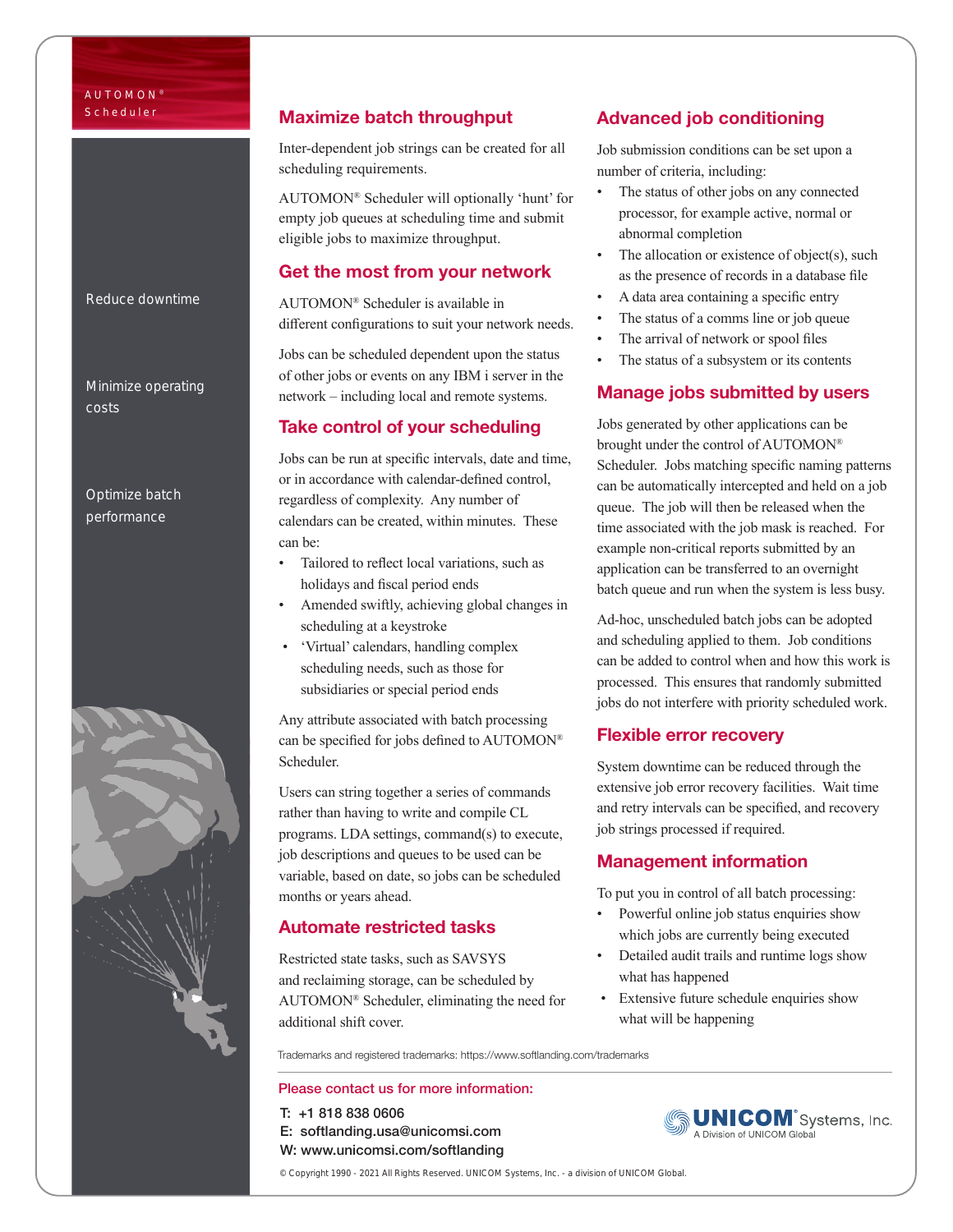AUTOMON® Scheduler

Reduce downtime

Minimize operating costs

Optimize batch performance

## Maximize batch throughput

Inter-dependent job strings can be created for all scheduling requirements.

AUTOMON® Scheduler will optionally 'hunt' for empty job queues at scheduling time and submit eligible jobs to maximize throughput.

## Get the most from your network

AUTOMON® Scheduler is available in different configurations to suit your network needs.

Jobs can be scheduled dependent upon the status of other jobs or events on any IBM i server in the network – including local and remote systems.

## Take control of your scheduling

Jobs can be run at specific intervals, date and time, or in accordance with calendar-defined control, regardless of complexity. Any number of calendars can be created, within minutes. These can be:

- Tailored to reflect local variations, such as holidays and fiscal period ends
- Amended swiftly, achieving global changes in scheduling at a keystroke
- 'Virtual' calendars, handling complex scheduling needs, such as those for subsidiaries or special period ends

Any attribute associated with batch processing can be specified for jobs defined to AUTOMON® Scheduler.

Users can string together a series of commands rather than having to write and compile CL programs. LDA settings, command(s) to execute, job descriptions and queues to be used can be variable, based on date, so jobs can be scheduled months or years ahead.

## Automate restricted tasks

Restricted state tasks, such as SAVSYS and reclaiming storage, can be scheduled by AUTOMON® Scheduler, eliminating the need for additional shift cover.

## Advanced job conditioning

Job submission conditions can be set upon a number of criteria, including:

- The status of other jobs on any connected processor, for example active, normal or abnormal completion
- The allocation or existence of object(s), such as the presence of records in a database file
- A data area containing a specific entry
- The status of a comms line or job queue
- The arrival of network or spool files
- The status of a subsystem or its contents

## Manage jobs submitted by users

Jobs generated by other applications can be brought under the control of AUTOMON® Scheduler. Jobs matching specific naming patterns can be automatically intercepted and held on a job queue. The job will then be released when the time associated with the job mask is reached. For example non-critical reports submitted by an application can be transferred to an overnight batch queue and run when the system is less busy.

Ad-hoc, unscheduled batch jobs can be adopted and scheduling applied to them. Job conditions can be added to control when and how this work is processed. This ensures that randomly submitted jobs do not interfere with priority scheduled work.

## Flexible error recovery

System downtime can be reduced through the extensive job error recovery facilities. Wait time and retry intervals can be specified, and recovery job strings processed if required.

## Management information

To put you in control of all batch processing:

- Powerful online job status enquiries show which jobs are currently being executed
- Detailed audit trails and runtime logs show what has happened
- Extensive future schedule enquiries show what will be happening

Trademarks and registered trademarks: https://www.softlanding.com/trademarks

**Please contact us for more information:**

T: +1 818 838 0606
E: softlanding.usa@unicomsi.com
W: www.unicomsi.com/softlanding

UNICOM® Systems, Inc.
A Division of UNICOM Global

© Copyright 1990 - 2021 All Rights Reserved. UNICOM Systems, Inc. - a division of UNICOM Global.